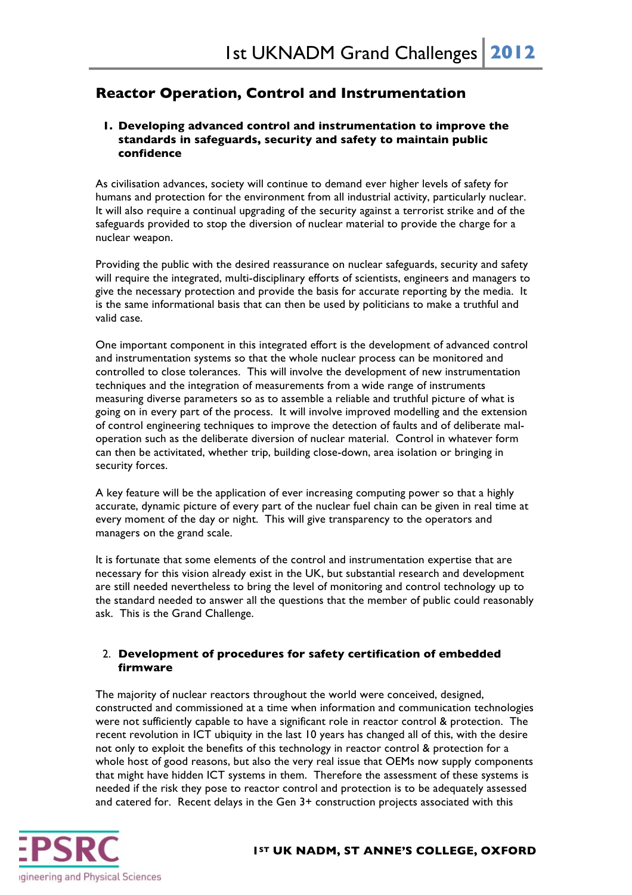## Reactor Operation, Control and Instrumentation

### 1. Developing advanced control and instrumentation to improve the standards in safeguards, security and safety to maintain public confidence

As civilisation advances, society will continue to demand ever higher levels of safety for humans and protection for the environment from all industrial activity, particularly nuclear. It will also require a continual upgrading of the security against a terrorist strike and of the safeguards provided to stop the diversion of nuclear material to provide the charge for a nuclear weapon.

Providing the public with the desired reassurance on nuclear safeguards, security and safety will require the integrated, multi-disciplinary efforts of scientists, engineers and managers to give the necessary protection and provide the basis for accurate reporting by the media. It is the same informational basis that can then be used by politicians to make a truthful and valid case.

One important component in this integrated effort is the development of advanced control and instrumentation systems so that the whole nuclear process can be monitored and controlled to close tolerances. This will involve the development of new instrumentation techniques and the integration of measurements from a wide range of instruments measuring diverse parameters so as to assemble a reliable and truthful picture of what is going on in every part of the process. It will involve improved modelling and the extension of control engineering techniques to improve the detection of faults and of deliberate mal-operation such as the deliberate diversion of nuclear material. Control in whatever form can then be activitated, whether trip, building close-down, area isolation or bringing in security forces.

A key feature will be the application of ever increasing computing power so that a highly accurate, dynamic picture of every part of the nuclear fuel chain can be given in real time at every moment of the day or night. This will give transparency to the operators and managers on the grand scale.

It is fortunate that some elements of the control and instrumentation expertise that are necessary for this vision already exist in the UK, but substantial research and development are still needed nevertheless to bring the level of monitoring and control technology up to the standard needed to answer all the questions that the member of public could reasonably ask. This is the Grand Challenge.

### 2. Development of procedures for safety certification of embedded firmware

The majority of nuclear reactors throughout the world were conceived, designed, constructed and commissioned at a time when information and communication technologies were not sufficiently capable to have a significant role in reactor control & protection. The recent revolution in ICT ubiquity in the last 10 years has changed all of this, with the desire not only to exploit the benefits of this technology in reactor control & protection for a whole host of good reasons, but also the very real issue that OEMs now supply components that might have hidden ICT systems in them. Therefore the assessment of these systems is needed if the risk they pose to reactor control and protection is to be adequately assessed and catered for. Recent delays in the Gen 3+ construction projects associated with this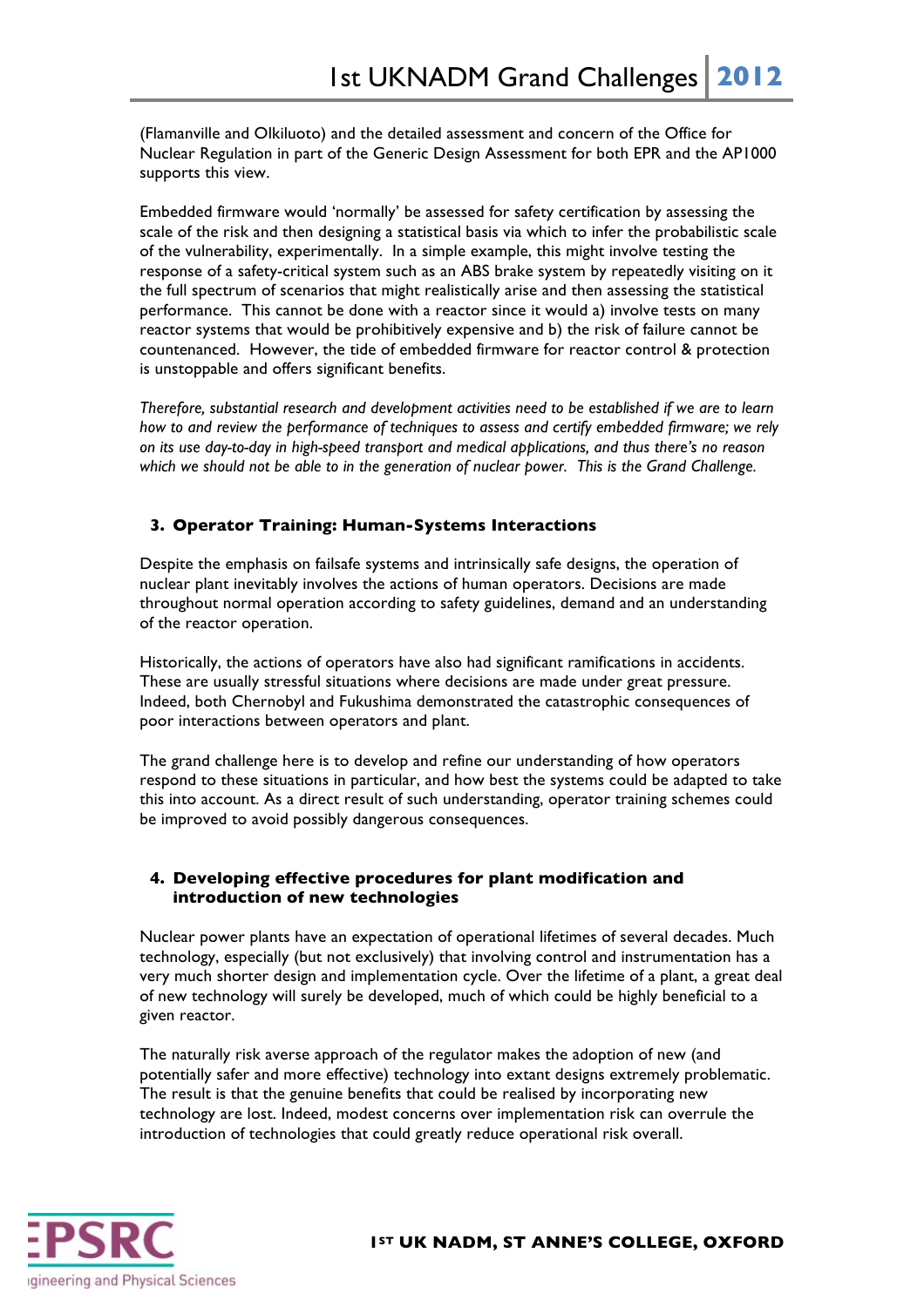(Flamanville and Olkiluoto) and the detailed assessment and concern of the Office for Nuclear Regulation in part of the Generic Design Assessment for both EPR and the AP1000 supports this view.

Embedded firmware would 'normally' be assessed for safety certification by assessing the scale of the risk and then designing a statistical basis via which to infer the probabilistic scale of the vulnerability, experimentally. In a simple example, this might involve testing the response of a safety-critical system such as an ABS brake system by repeatedly visiting on it the full spectrum of scenarios that might realistically arise and then assessing the statistical performance. This cannot be done with a reactor since it would a) involve tests on many reactor systems that would be prohibitively expensive and b) the risk of failure cannot be countenanced. However, the tide of embedded firmware for reactor control & protection is unstoppable and offers significant benefits.

*Therefore, substantial research and development activities need to be established if we are to learn how to and review the performance of techniques to assess and certify embedded firmware; we rely on its use day-to-day in high-speed transport and medical applications, and thus there's no reason which we should not be able to in the generation of nuclear power. This is the Grand Challenge.*

## 3. Operator Training: Human-Systems Interactions

Despite the emphasis on failsafe systems and intrinsically safe designs, the operation of nuclear plant inevitably involves the actions of human operators. Decisions are made throughout normal operation according to safety guidelines, demand and an understanding of the reactor operation.

Historically, the actions of operators have also had significant ramifications in accidents. These are usually stressful situations where decisions are made under great pressure. Indeed, both Chernobyl and Fukushima demonstrated the catastrophic consequences of poor interactions between operators and plant.

The grand challenge here is to develop and refine our understanding of how operators respond to these situations in particular, and how best the systems could be adapted to take this into account. As a direct result of such understanding, operator training schemes could be improved to avoid possibly dangerous consequences.

## 4. Developing effective procedures for plant modification and introduction of new technologies

Nuclear power plants have an expectation of operational lifetimes of several decades. Much technology, especially (but not exclusively) that involving control and instrumentation has a very much shorter design and implementation cycle. Over the lifetime of a plant, a great deal of new technology will surely be developed, much of which could be highly beneficial to a given reactor.

The naturally risk averse approach of the regulator makes the adoption of new (and potentially safer and more effective) technology into extant designs extremely problematic. The result is that the genuine benefits that could be realised by incorporating new technology are lost. Indeed, modest concerns over implementation risk can overrule the introduction of technologies that could greatly reduce operational risk overall.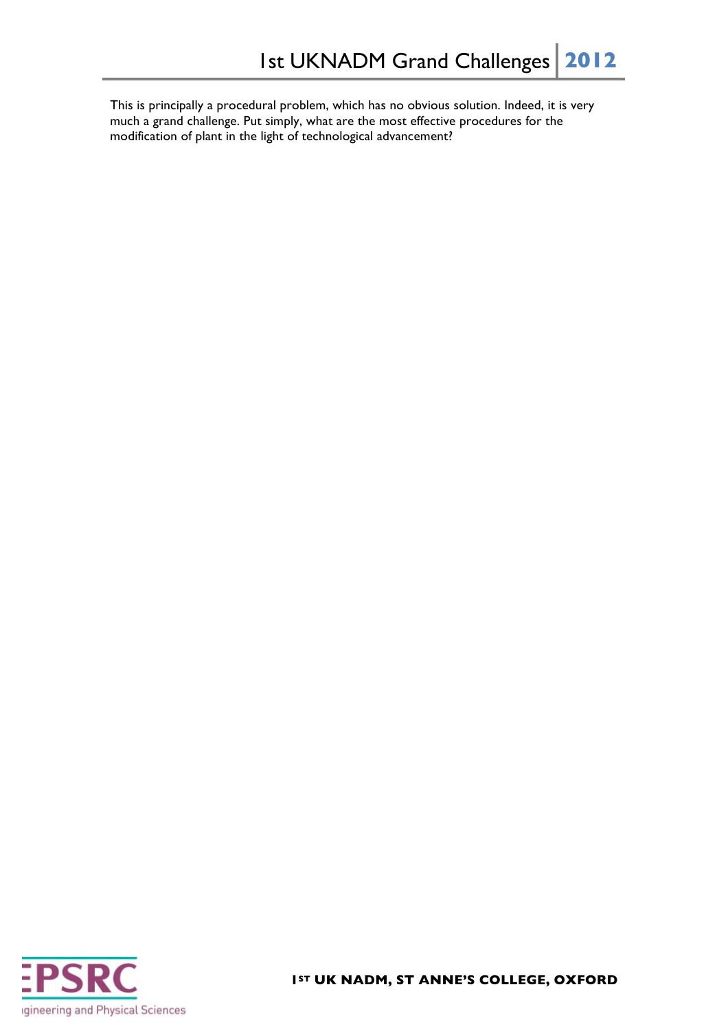This is principally a procedural problem, which has no obvious solution. Indeed, it is very much a grand challenge. Put simply, what are the most effective procedures for the modification of plant in the light of technological advancement?